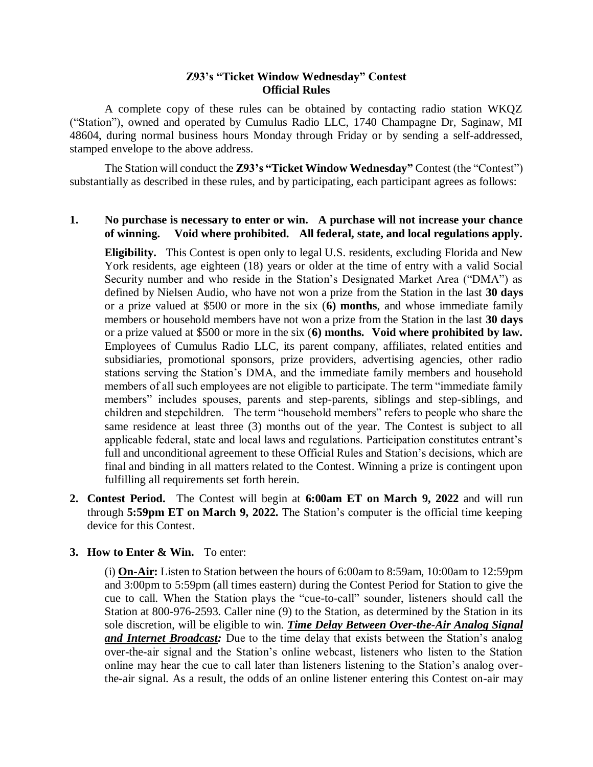**Z93's "Ticket Window Wednesday" Contest**
**Official Rules**

A complete copy of these rules can be obtained by contacting radio station WKQZ ("Station"), owned and operated by Cumulus Radio LLC, 1740 Champagne Dr, Saginaw, MI 48604, during normal business hours Monday through Friday or by sending a self-addressed, stamped envelope to the above address.

The Station will conduct the **Z93's "Ticket Window Wednesday"** Contest (the "Contest") substantially as described in these rules, and by participating, each participant agrees as follows:

1. **No purchase is necessary to enter or win. A purchase will not increase your chance of winning. Void where prohibited. All federal, state, and local regulations apply.**

   **Eligibility.** This Contest is open only to legal U.S. residents, excluding Florida and New York residents, age eighteen (18) years or older at the time of entry with a valid Social Security number and who reside in the Station's Designated Market Area ("DMA") as defined by Nielsen Audio, who have not won a prize from the Station in the last **30 days** or a prize valued at $500 or more in the six (**6) months**, and whose immediate family members or household members have not won a prize from the Station in the last **30 days** or a prize valued at $500 or more in the six (**6) months. Void where prohibited by law.** Employees of Cumulus Radio LLC, its parent company, affiliates, related entities and subsidiaries, promotional sponsors, prize providers, advertising agencies, other radio stations serving the Station's DMA, and the immediate family members and household members of all such employees are not eligible to participate. The term "immediate family members" includes spouses, parents and step-parents, siblings and step-siblings, and children and stepchildren. The term "household members" refers to people who share the same residence at least three (3) months out of the year. The Contest is subject to all applicable federal, state and local laws and regulations. Participation constitutes entrant's full and unconditional agreement to these Official Rules and Station's decisions, which are final and binding in all matters related to the Contest. Winning a prize is contingent upon fulfilling all requirements set forth herein.

2. **Contest Period.** The Contest will begin at **6:00am ET on March 9, 2022** and will run through **5:59pm ET on March 9, 2022.** The Station's computer is the official time keeping device for this Contest.

3. **How to Enter & Win.** To enter:

   (i) **On-Air:** Listen to Station between the hours of 6:00am to 8:59am, 10:00am to 12:59pm and 3:00pm to 5:59pm (all times eastern) during the Contest Period for Station to give the cue to call. When the Station plays the "cue-to-call" sounder, listeners should call the Station at 800-976-2593. Caller nine (9) to the Station, as determined by the Station in its sole discretion, will be eligible to win. ***Time Delay Between Over-the-Air Analog Signal and Internet Broadcast:*** Due to the time delay that exists between the Station's analog over-the-air signal and the Station's online webcast, listeners who listen to the Station online may hear the cue to call later than listeners listening to the Station's analog over-the-air signal. As a result, the odds of an online listener entering this Contest on-air may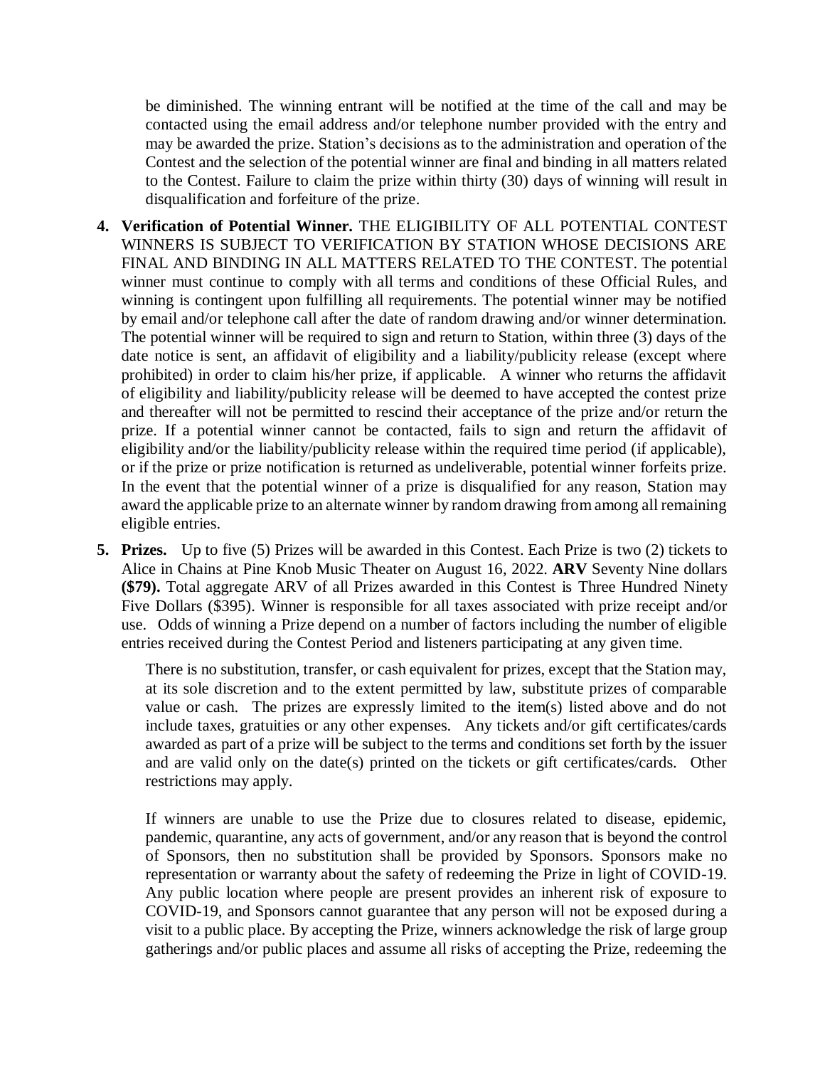be diminished. The winning entrant will be notified at the time of the call and may be contacted using the email address and/or telephone number provided with the entry and may be awarded the prize. Station's decisions as to the administration and operation of the Contest and the selection of the potential winner are final and binding in all matters related to the Contest. Failure to claim the prize within thirty (30) days of winning will result in disqualification and forfeiture of the prize.

4. **Verification of Potential Winner.** THE ELIGIBILITY OF ALL POTENTIAL CONTEST WINNERS IS SUBJECT TO VERIFICATION BY STATION WHOSE DECISIONS ARE FINAL AND BINDING IN ALL MATTERS RELATED TO THE CONTEST. The potential winner must continue to comply with all terms and conditions of these Official Rules, and winning is contingent upon fulfilling all requirements. The potential winner may be notified by email and/or telephone call after the date of random drawing and/or winner determination. The potential winner will be required to sign and return to Station, within three (3) days of the date notice is sent, an affidavit of eligibility and a liability/publicity release (except where prohibited) in order to claim his/her prize, if applicable. A winner who returns the affidavit of eligibility and liability/publicity release will be deemed to have accepted the contest prize and thereafter will not be permitted to rescind their acceptance of the prize and/or return the prize. If a potential winner cannot be contacted, fails to sign and return the affidavit of eligibility and/or the liability/publicity release within the required time period (if applicable), or if the prize or prize notification is returned as undeliverable, potential winner forfeits prize. In the event that the potential winner of a prize is disqualified for any reason, Station may award the applicable prize to an alternate winner by random drawing from among all remaining eligible entries.

5. **Prizes.** Up to five (5) Prizes will be awarded in this Contest. Each Prize is two (2) tickets to Alice in Chains at Pine Knob Music Theater on August 16, 2022. **ARV** Seventy Nine dollars **($79).** Total aggregate ARV of all Prizes awarded in this Contest is Three Hundred Ninety Five Dollars ($395). Winner is responsible for all taxes associated with prize receipt and/or use. Odds of winning a Prize depend on a number of factors including the number of eligible entries received during the Contest Period and listeners participating at any given time.

   There is no substitution, transfer, or cash equivalent for prizes, except that the Station may, at its sole discretion and to the extent permitted by law, substitute prizes of comparable value or cash. The prizes are expressly limited to the item(s) listed above and do not include taxes, gratuities or any other expenses. Any tickets and/or gift certificates/cards awarded as part of a prize will be subject to the terms and conditions set forth by the issuer and are valid only on the date(s) printed on the tickets or gift certificates/cards. Other restrictions may apply.

   If winners are unable to use the Prize due to closures related to disease, epidemic, pandemic, quarantine, any acts of government, and/or any reason that is beyond the control of Sponsors, then no substitution shall be provided by Sponsors. Sponsors make no representation or warranty about the safety of redeeming the Prize in light of COVID-19. Any public location where people are present provides an inherent risk of exposure to COVID-19, and Sponsors cannot guarantee that any person will not be exposed during a visit to a public place. By accepting the Prize, winners acknowledge the risk of large group gatherings and/or public places and assume all risks of accepting the Prize, redeeming the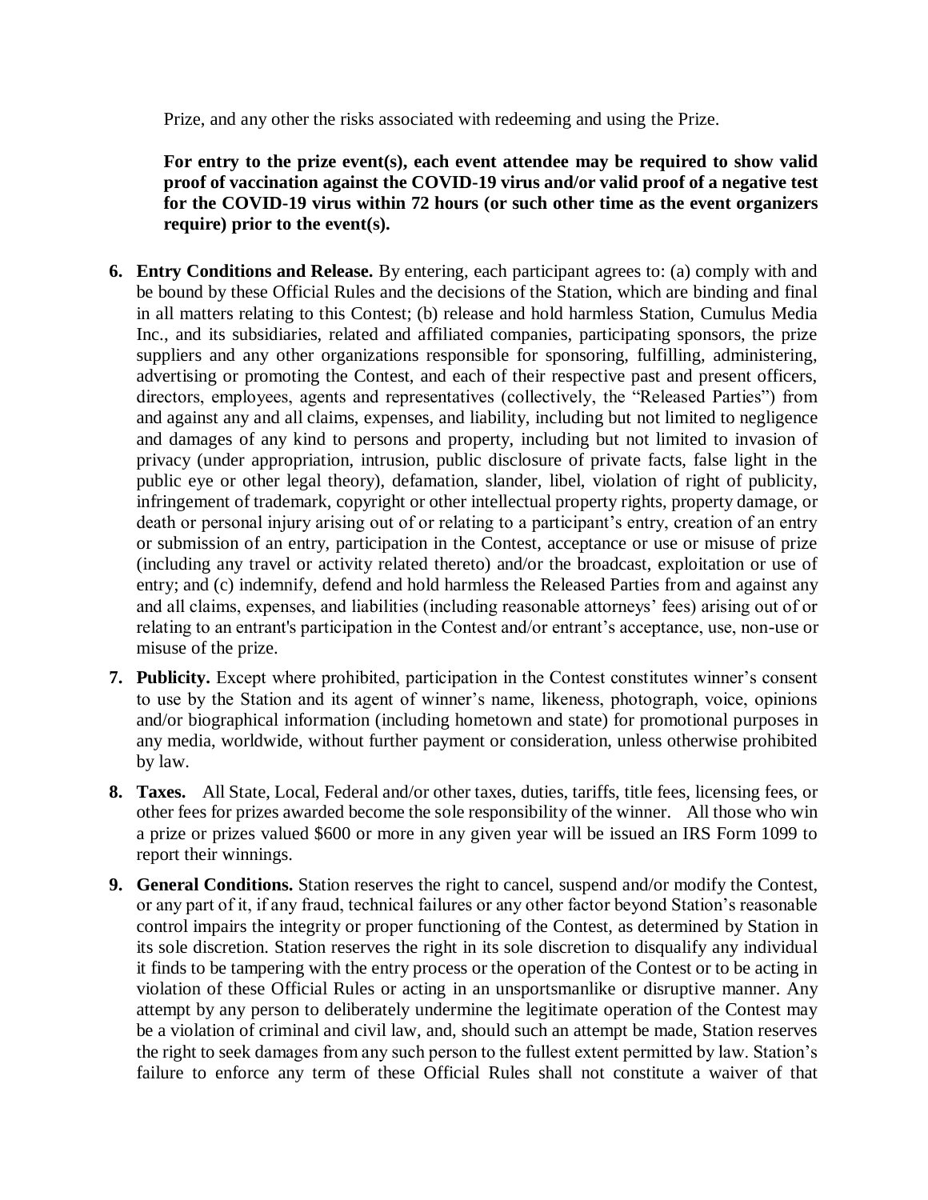Prize, and any other the risks associated with redeeming and using the Prize.

**For entry to the prize event(s), each event attendee may be required to show valid proof of vaccination against the COVID-19 virus and/or valid proof of a negative test for the COVID-19 virus within 72 hours (or such other time as the event organizers require) prior to the event(s).**

6. **Entry Conditions and Release.** By entering, each participant agrees to: (a) comply with and be bound by these Official Rules and the decisions of the Station, which are binding and final in all matters relating to this Contest; (b) release and hold harmless Station, Cumulus Media Inc., and its subsidiaries, related and affiliated companies, participating sponsors, the prize suppliers and any other organizations responsible for sponsoring, fulfilling, administering, advertising or promoting the Contest, and each of their respective past and present officers, directors, employees, agents and representatives (collectively, the "Released Parties") from and against any and all claims, expenses, and liability, including but not limited to negligence and damages of any kind to persons and property, including but not limited to invasion of privacy (under appropriation, intrusion, public disclosure of private facts, false light in the public eye or other legal theory), defamation, slander, libel, violation of right of publicity, infringement of trademark, copyright or other intellectual property rights, property damage, or death or personal injury arising out of or relating to a participant's entry, creation of an entry or submission of an entry, participation in the Contest, acceptance or use or misuse of prize (including any travel or activity related thereto) and/or the broadcast, exploitation or use of entry; and (c) indemnify, defend and hold harmless the Released Parties from and against any and all claims, expenses, and liabilities (including reasonable attorneys' fees) arising out of or relating to an entrant's participation in the Contest and/or entrant's acceptance, use, non-use or misuse of the prize.
7. **Publicity.** Except where prohibited, participation in the Contest constitutes winner's consent to use by the Station and its agent of winner's name, likeness, photograph, voice, opinions and/or biographical information (including hometown and state) for promotional purposes in any media, worldwide, without further payment or consideration, unless otherwise prohibited by law.
8. **Taxes.** All State, Local, Federal and/or other taxes, duties, tariffs, title fees, licensing fees, or other fees for prizes awarded become the sole responsibility of the winner. All those who win a prize or prizes valued $600 or more in any given year will be issued an IRS Form 1099 to report their winnings.
9. **General Conditions.** Station reserves the right to cancel, suspend and/or modify the Contest, or any part of it, if any fraud, technical failures or any other factor beyond Station's reasonable control impairs the integrity or proper functioning of the Contest, as determined by Station in its sole discretion. Station reserves the right in its sole discretion to disqualify any individual it finds to be tampering with the entry process or the operation of the Contest or to be acting in violation of these Official Rules or acting in an unsportsmanlike or disruptive manner. Any attempt by any person to deliberately undermine the legitimate operation of the Contest may be a violation of criminal and civil law, and, should such an attempt be made, Station reserves the right to seek damages from any such person to the fullest extent permitted by law. Station's failure to enforce any term of these Official Rules shall not constitute a waiver of that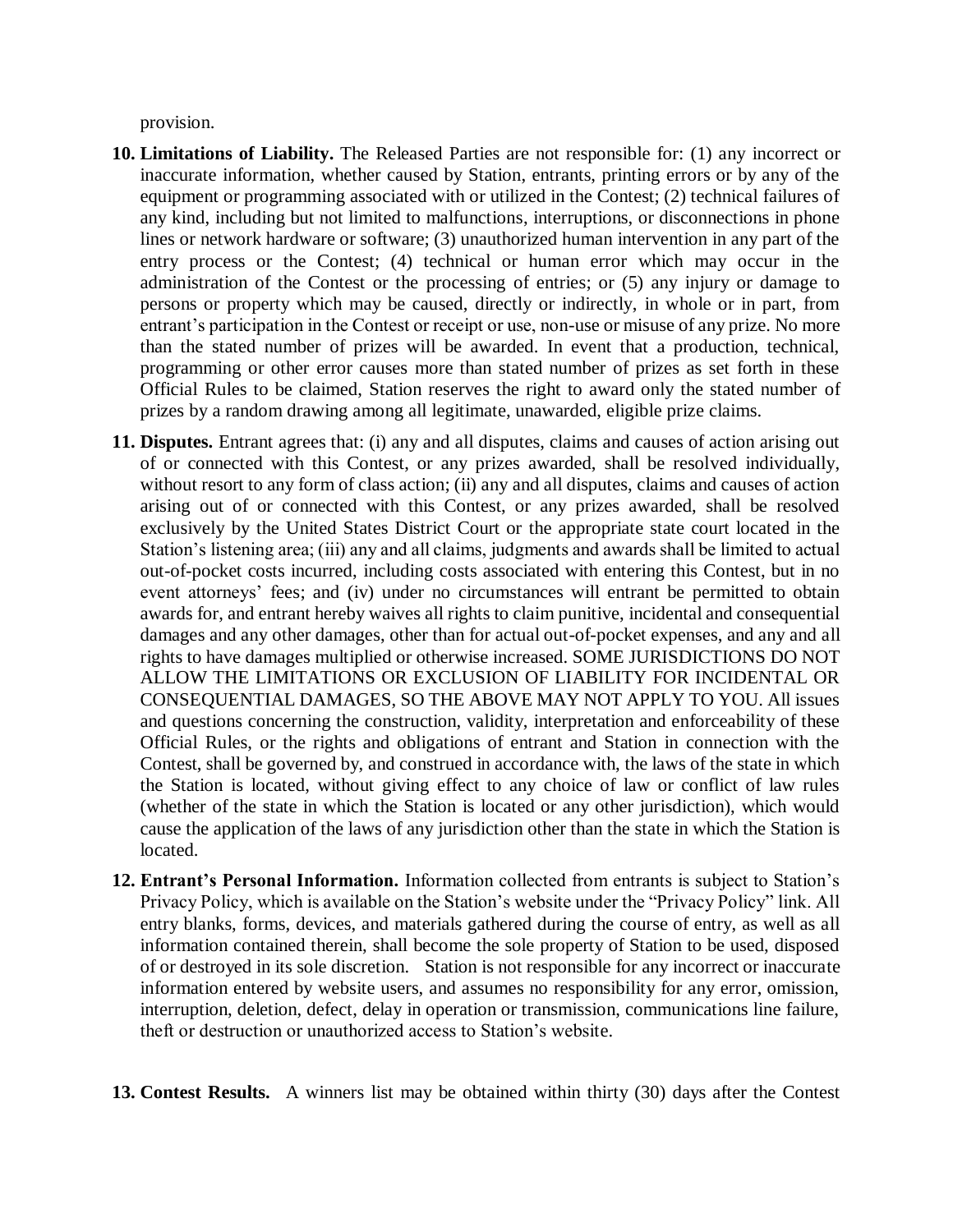provision.

10. **Limitations of Liability.** The Released Parties are not responsible for: (1) any incorrect or inaccurate information, whether caused by Station, entrants, printing errors or by any of the equipment or programming associated with or utilized in the Contest; (2) technical failures of any kind, including but not limited to malfunctions, interruptions, or disconnections in phone lines or network hardware or software; (3) unauthorized human intervention in any part of the entry process or the Contest; (4) technical or human error which may occur in the administration of the Contest or the processing of entries; or (5) any injury or damage to persons or property which may be caused, directly or indirectly, in whole or in part, from entrant's participation in the Contest or receipt or use, non-use or misuse of any prize. No more than the stated number of prizes will be awarded. In event that a production, technical, programming or other error causes more than stated number of prizes as set forth in these Official Rules to be claimed, Station reserves the right to award only the stated number of prizes by a random drawing among all legitimate, unawarded, eligible prize claims.

11. **Disputes.** Entrant agrees that: (i) any and all disputes, claims and causes of action arising out of or connected with this Contest, or any prizes awarded, shall be resolved individually, without resort to any form of class action; (ii) any and all disputes, claims and causes of action arising out of or connected with this Contest, or any prizes awarded, shall be resolved exclusively by the United States District Court or the appropriate state court located in the Station's listening area; (iii) any and all claims, judgments and awards shall be limited to actual out-of-pocket costs incurred, including costs associated with entering this Contest, but in no event attorneys' fees; and (iv) under no circumstances will entrant be permitted to obtain awards for, and entrant hereby waives all rights to claim punitive, incidental and consequential damages and any other damages, other than for actual out-of-pocket expenses, and any and all rights to have damages multiplied or otherwise increased. SOME JURISDICTIONS DO NOT ALLOW THE LIMITATIONS OR EXCLUSION OF LIABILITY FOR INCIDENTAL OR CONSEQUENTIAL DAMAGES, SO THE ABOVE MAY NOT APPLY TO YOU. All issues and questions concerning the construction, validity, interpretation and enforceability of these Official Rules, or the rights and obligations of entrant and Station in connection with the Contest, shall be governed by, and construed in accordance with, the laws of the state in which the Station is located, without giving effect to any choice of law or conflict of law rules (whether of the state in which the Station is located or any other jurisdiction), which would cause the application of the laws of any jurisdiction other than the state in which the Station is located.

12. **Entrant's Personal Information.** Information collected from entrants is subject to Station's Privacy Policy, which is available on the Station's website under the "Privacy Policy" link. All entry blanks, forms, devices, and materials gathered during the course of entry, as well as all information contained therein, shall become the sole property of Station to be used, disposed of or destroyed in its sole discretion. Station is not responsible for any incorrect or inaccurate information entered by website users, and assumes no responsibility for any error, omission, interruption, deletion, defect, delay in operation or transmission, communications line failure, theft or destruction or unauthorized access to Station's website.

13. **Contest Results.** A winners list may be obtained within thirty (30) days after the Contest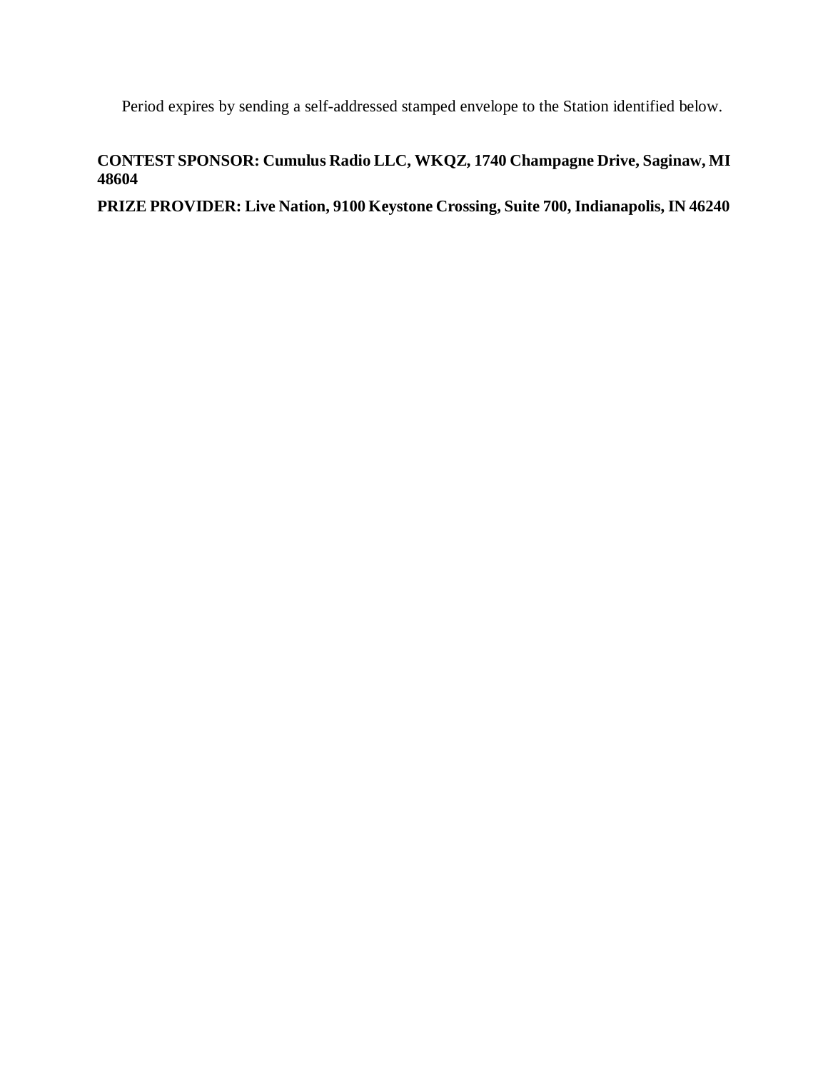Period expires by sending a self-addressed stamped envelope to the Station identified below.

**CONTEST SPONSOR: Cumulus Radio LLC, WKQZ, 1740 Champagne Drive, Saginaw, MI 48604**

**PRIZE PROVIDER: Live Nation, 9100 Keystone Crossing, Suite 700, Indianapolis, IN 46240**